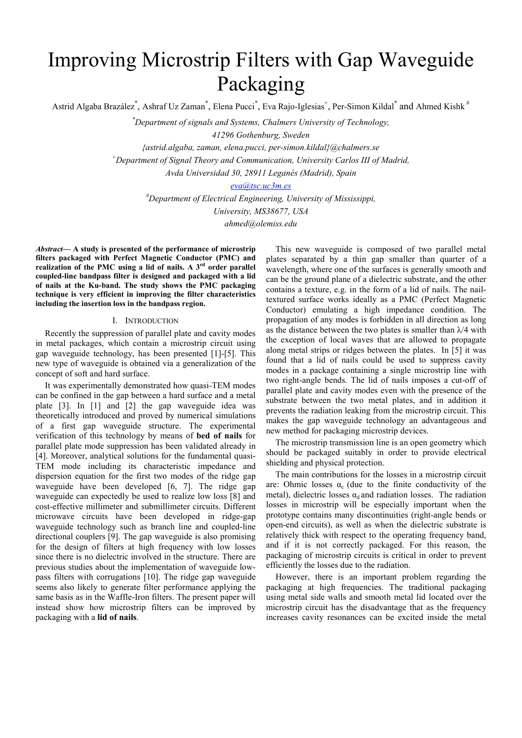# Improving Microstrip Filters with Gap Waveguide Packaging

Astrid Algaba Brazález[*], Ashraf Uz Zaman[*], Elena Pucci[*], Eva Rajo-Iglesias[+], Per-Simon Kildal[*] and Ahmed Kishk[#]

[*]Department of signals and Systems, Chalmers University of Technology,
41296 Gothenburg, Sweden
{astrid.algaba, zaman, elena.pucci, per-simon.kildal}@chalmers.se

[+]Department of Signal Theory and Communication, University Carlos III of Madrid,
Avda Universidad 30, 28911 Leganés (Madrid), Spain
eva@tsc.uc3m.es

[#]Department of Electrical Engineering, University of Mississippi,
University, MS38677, USA
ahmed@olemiss.edu

***Abstract*— A study is presented of the performance of microstrip filters packaged with Perfect Magnetic Conductor (PMC) and realization of the PMC using a lid of nails. A 3rd order parallel coupled-line bandpass filter is designed and packaged with a lid of nails at the Ku-band. The study shows the PMC packaging technique is very efficient in improving the filter characteristics including the insertion loss in the bandpass region.**

## I. Introduction

Recently the suppression of parallel plate and cavity modes in metal packages, which contain a microstrip circuit using gap waveguide technology, has been presented [1]-[5]. This new type of waveguide is obtained via a generalization of the concept of soft and hard surface.

It was experimentally demonstrated how quasi-TEM modes can be confined in the gap between a hard surface and a metal plate [3]. In [1] and [2] the gap waveguide idea was theoretically introduced and proved by numerical simulations of a first gap waveguide structure. The experimental verification of this technology by means of **bed of nails** for parallel plate mode suppression has been validated already in [4]. Moreover, analytical solutions for the fundamental quasi-TEM mode including its characteristic impedance and dispersion equation for the first two modes of the ridge gap waveguide have been developed [6, 7]. The ridge gap waveguide can expectedly be used to realize low loss [8] and cost-effective millimeter and submillimeter circuits. Different microwave circuits have been developed in ridge-gap waveguide technology such as branch line and coupled-line directional couplers [9]. The gap waveguide is also promising for the design of filters at high frequency with low losses since there is no dielectric involved in the structure. There are previous studies about the implementation of waveguide low-pass filters with corrugations [10]. The ridge gap waveguide seems also likely to generate filter performance applying the same basis as in the Waffle-Iron filters. The present paper will instead show how microstrip filters can be improved by packaging with a **lid of nails**.

This new waveguide is composed of two parallel metal plates separated by a thin gap smaller than quarter of a wavelength, where one of the surfaces is generally smooth and can be the ground plane of a dielectric substrate, and the other contains a texture, e.g. in the form of a lid of nails. The nail-textured surface works ideally as a PMC (Perfect Magnetic Conductor) emulating a high impedance condition. The propagation of any modes is forbidden in all direction as long as the distance between the two plates is smaller than $\lambda/4$ with the exception of local waves that are allowed to propagate along metal strips or ridges between the plates. In [5] it was found that a lid of nails could be used to suppress cavity modes in a package containing a single microstrip line with two right-angle bends. The lid of nails imposes a cut-off of parallel plate and cavity modes even with the presence of the substrate between the two metal plates, and in addition it prevents the radiation leaking from the microstrip circuit. This makes the gap waveguide technology an advantageous and new method for packaging microstrip devices.

The microstrip transmission line is an open geometry which should be packaged suitably in order to provide electrical shielding and physical protection.

The main contributions for the losses in a microstrip circuit are: Ohmic losses $\alpha_c$ (due to the finite conductivity of the metal), dielectric losses $\alpha_d$ and radiation losses. The radiation losses in microstrip will be especially important when the prototype contains many discontinuities (right-angle bends or open-end circuits), as well as when the dielectric substrate is relatively thick with respect to the operating frequency band, and if it is not correctly packaged. For this reason, the packaging of microstrip circuits is critical in order to prevent efficiently the losses due to the radiation.

However, there is an important problem regarding the packaging at high frequencies. The traditional packaging using metal side walls and smooth metal lid located over the microstrip circuit has the disadvantage that as the frequency increases cavity resonances can be excited inside the metal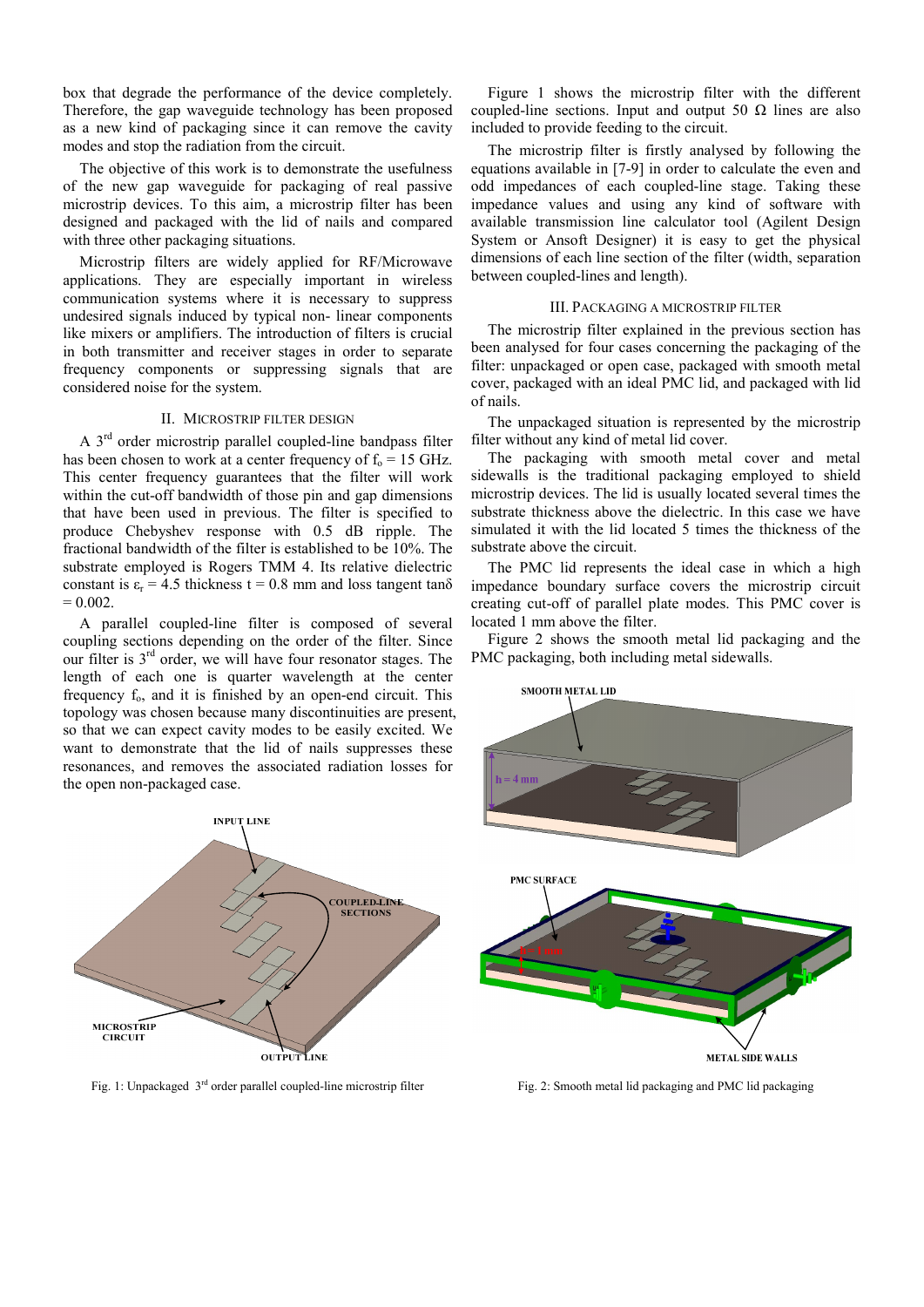box that degrade the performance of the device completely. Therefore, the gap waveguide technology has been proposed as a new kind of packaging since it can remove the cavity modes and stop the radiation from the circuit.

The objective of this work is to demonstrate the usefulness of the new gap waveguide for packaging of real passive microstrip devices. To this aim, a microstrip filter has been designed and packaged with the lid of nails and compared with three other packaging situations.

Microstrip filters are widely applied for RF/Microwave applications. They are especially important in wireless communication systems where it is necessary to suppress undesired signals induced by typical non- linear components like mixers or amplifiers. The introduction of filters is crucial in both transmitter and receiver stages in order to separate frequency components or suppressing signals that are considered noise for the system.

## II. Microstrip Filter Design

A 3rd order microstrip parallel coupled-line bandpass filter has been chosen to work at a center frequency of $f_o$ = 15 GHz. This center frequency guarantees that the filter will work within the cut-off bandwidth of those pin and gap dimensions that have been used in previous. The filter is specified to produce Chebyshev response with 0.5 dB ripple. The fractional bandwidth of the filter is established to be 10%. The substrate employed is Rogers TMM 4. Its relative dielectric constant is $\varepsilon_r$ = 4.5 thickness t = 0.8 mm and loss tangent tanδ = 0.002.

A parallel coupled-line filter is composed of several coupling sections depending on the order of the filter. Since our filter is 3rd order, we will have four resonator stages. The length of each one is quarter wavelength at the center frequency $f_o$, and it is finished by an open-end circuit. This topology was chosen because many discontinuities are present, so that we can expect cavity modes to be easily excited. We want to demonstrate that the lid of nails suppresses these resonances, and removes the associated radiation losses for the open non-packaged case.

Fig. 1: Unpackaged 3rd order parallel coupled-line microstrip filter

Figure 1 shows the microstrip filter with the different coupled-line sections. Input and output 50 Ω lines are also included to provide feeding to the circuit.

The microstrip filter is firstly analysed by following the equations available in [7-9] in order to calculate the even and odd impedances of each coupled-line stage. Taking these impedance values and using any kind of software with available transmission line calculator tool (Agilent Design System or Ansoft Designer) it is easy to get the physical dimensions of each line section of the filter (width, separation between coupled-lines and length).

## III. Packaging a Microstrip Filter

The microstrip filter explained in the previous section has been analysed for four cases concerning the packaging of the filter: unpackaged or open case, packaged with smooth metal cover, packaged with an ideal PMC lid, and packaged with lid of nails.

The unpackaged situation is represented by the microstrip filter without any kind of metal lid cover.

The packaging with smooth metal cover and metal sidewalls is the traditional packaging employed to shield microstrip devices. The lid is usually located several times the substrate thickness above the dielectric. In this case we have simulated it with the lid located 5 times the thickness of the substrate above the circuit.

The PMC lid represents the ideal case in which a high impedance boundary surface covers the microstrip circuit creating cut-off of parallel plate modes. This PMC cover is located 1 mm above the filter.

Figure 2 shows the smooth metal lid packaging and the PMC packaging, both including metal sidewalls.

Fig. 2: Smooth metal lid packaging and PMC lid packaging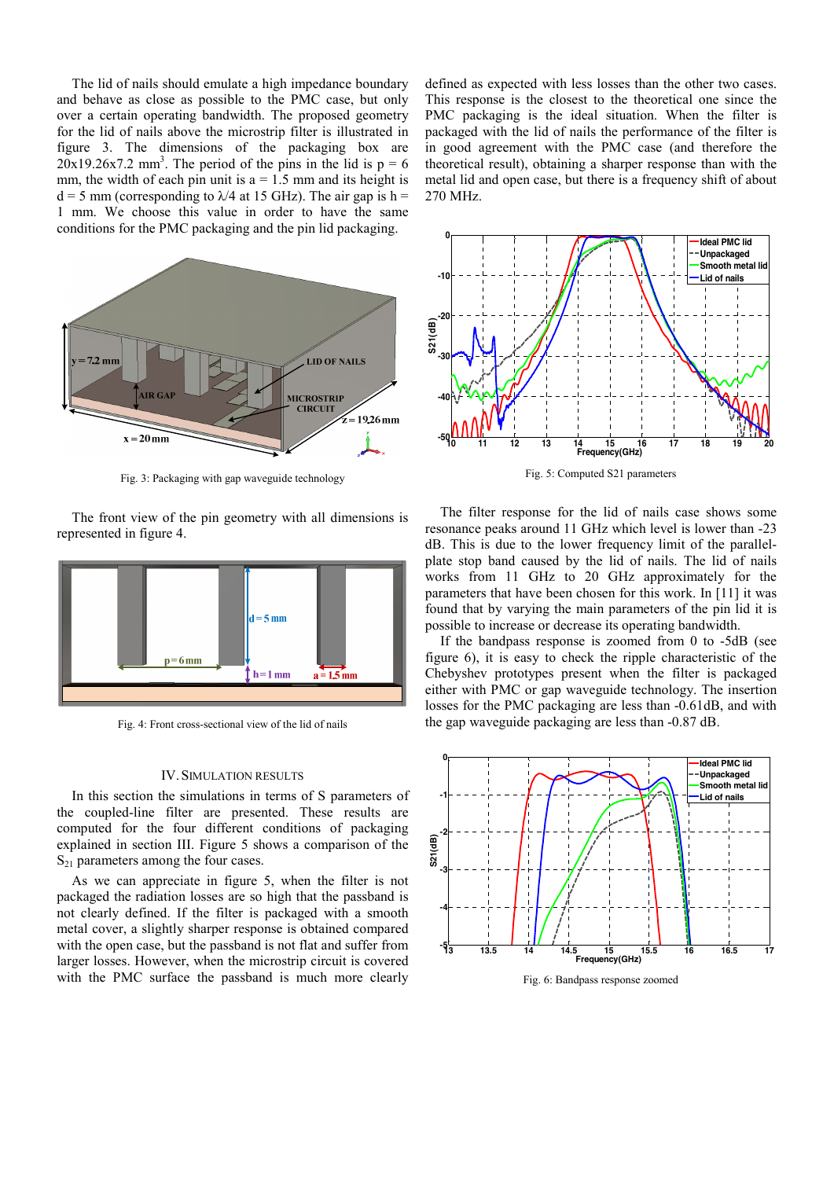The lid of nails should emulate a high impedance boundary and behave as close as possible to the PMC case, but only over a certain operating bandwidth. The proposed geometry for the lid of nails above the microstrip filter is illustrated in figure 3. The dimensions of the packaging box are 20x19.26x7.2 mm$^3$. The period of the pins in the lid is p = 6 mm, the width of each pin unit is a = 1.5 mm and its height is d = 5 mm (corresponding to $\lambda/4$ at 15 GHz). The air gap is h = 1 mm. We choose this value in order to have the same conditions for the PMC packaging and the pin lid packaging.

Fig. 3: Packaging with gap waveguide technology

The front view of the pin geometry with all dimensions is represented in figure 4.

Fig. 4: Front cross-sectional view of the lid of nails

## IV. SIMULATION RESULTS

In this section the simulations in terms of S parameters of the coupled-line filter are presented. These results are computed for the four different conditions of packaging explained in section III. Figure 5 shows a comparison of the $S_{21}$ parameters among the four cases.

As we can appreciate in figure 5, when the filter is not packaged the radiation losses are so high that the passband is not clearly defined. If the filter is packaged with a smooth metal cover, a slightly sharper response is obtained compared with the open case, but the passband is not flat and suffer from larger losses. However, when the microstrip circuit is covered with the PMC surface the passband is much more clearly defined as expected with less losses than the other two cases. This response is the closest to the theoretical one since the PMC packaging is the ideal situation. When the filter is packaged with the lid of nails the performance of the filter is in good agreement with the PMC case (and therefore the theoretical result), obtaining a sharper response than with the metal lid and open case, but there is a frequency shift of about 270 MHz.

Fig. 5: Computed S21 parameters

The filter response for the lid of nails case shows some resonance peaks around 11 GHz which level is lower than -23 dB. This is due to the lower frequency limit of the parallel-plate stop band caused by the lid of nails. The lid of nails works from 11 GHz to 20 GHz approximately for the parameters that have been chosen for this work. In [11] it was found that by varying the main parameters of the pin lid it is possible to increase or decrease its operating bandwidth.

If the bandpass response is zoomed from 0 to -5dB (see figure 6), it is easy to check the ripple characteristic of the Chebyshev prototypes present when the filter is packaged either with PMC or gap waveguide technology. The insertion losses for the PMC packaging are less than -0.61dB, and with the gap waveguide packaging are less than -0.87 dB.

Fig. 6: Bandpass response zoomed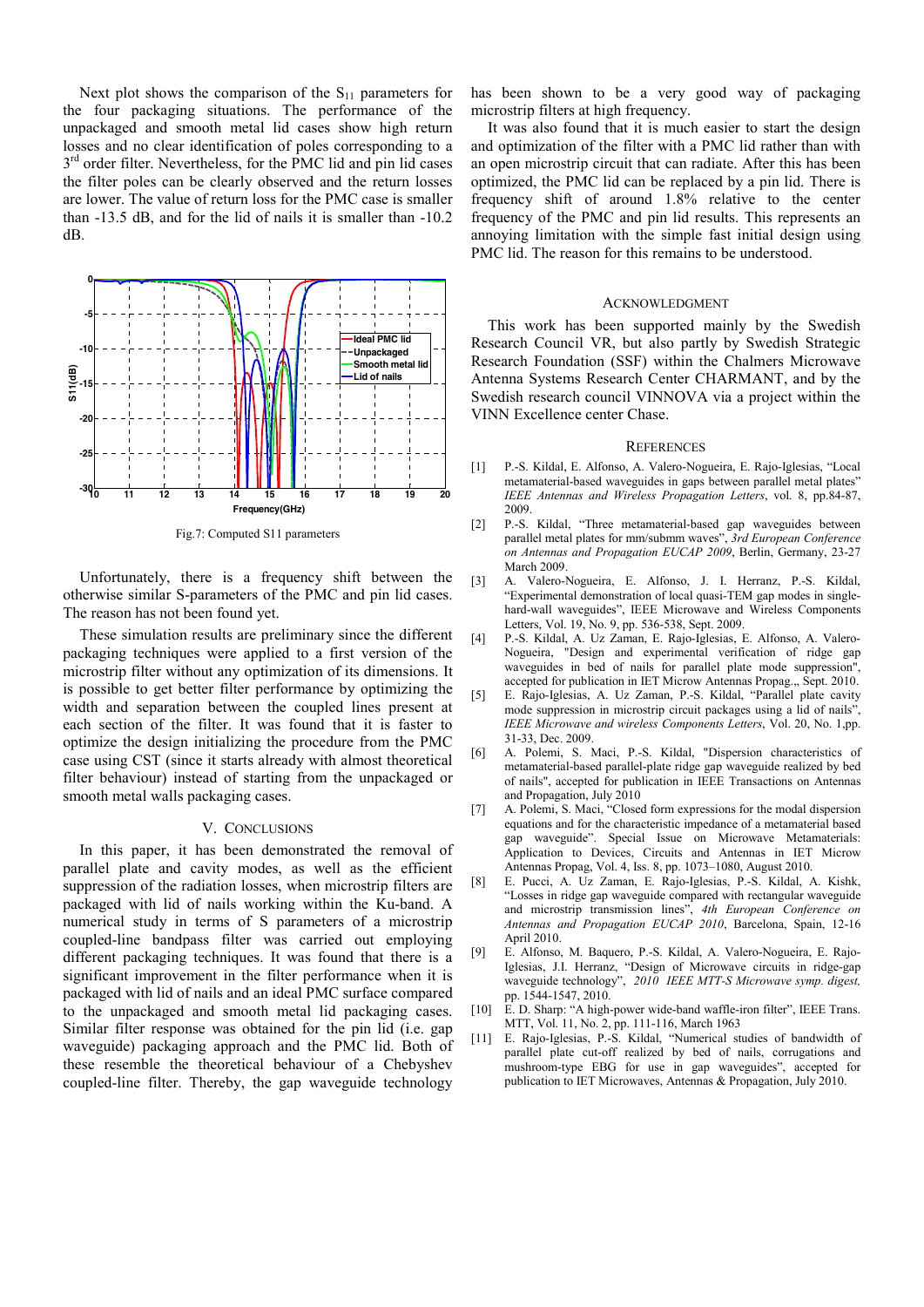Next plot shows the comparison of the $S_{11}$ parameters for the four packaging situations. The performance of the unpackaged and smooth metal lid cases show high return losses and no clear identification of poles corresponding to a 3rd order filter. Nevertheless, for the PMC lid and pin lid cases the filter poles can be clearly observed and the return losses are lower. The value of return loss for the PMC case is smaller than -13.5 dB, and for the lid of nails it is smaller than -10.2 dB.

Fig.7: Computed S11 parameters

Unfortunately, there is a frequency shift between the otherwise similar S-parameters of the PMC and pin lid cases. The reason has not been found yet.

These simulation results are preliminary since the different packaging techniques were applied to a first version of the microstrip filter without any optimization of its dimensions. It is possible to get better filter performance by optimizing the width and separation between the coupled lines present at each section of the filter. It was found that it is faster to optimize the design initializing the procedure from the PMC case using CST (since it starts already with almost theoretical filter behaviour) instead of starting from the unpackaged or smooth metal walls packaging cases.

## V. Conclusions

In this paper, it has been demonstrated the removal of parallel plate and cavity modes, as well as the efficient suppression of the radiation losses, when microstrip filters are packaged with lid of nails working within the Ku-band. A numerical study in terms of S parameters of a microstrip coupled-line bandpass filter was carried out employing different packaging techniques. It was found that there is a significant improvement in the filter performance when it is packaged with lid of nails and an ideal PMC surface compared to the unpackaged and smooth metal lid packaging cases. Similar filter response was obtained for the pin lid (i.e. gap waveguide) packaging approach and the PMC lid. Both of these resemble the theoretical behaviour of a Chebyshev coupled-line filter. Thereby, the gap waveguide technology has been shown to be a very good way of packaging microstrip filters at high frequency.

It was also found that it is much easier to start the design and optimization of the filter with a PMC lid rather than with an open microstrip circuit that can radiate. After this has been optimized, the PMC lid can be replaced by a pin lid. There is frequency shift of around 1.8% relative to the center frequency of the PMC and pin lid results. This represents an annoying limitation with the simple fast initial design using PMC lid. The reason for this remains to be understood.

## Acknowledgment

This work has been supported mainly by the Swedish Research Council VR, but also partly by Swedish Strategic Research Foundation (SSF) within the Chalmers Microwave Antenna Systems Research Center CHARMANT, and by the Swedish research council VINNOVA via a project within the VINN Excellence center Chase.

## References

[1] P.-S. Kildal, E. Alfonso, A. Valero-Nogueira, E. Rajo-Iglesias, “Local metamaterial-based waveguides in gaps between parallel metal plates” *IEEE Antennas and Wireless Propagation Letters*, vol. 8, pp.84-87, 2009.

[2] P.-S. Kildal, “Three metamaterial-based gap waveguides between parallel metal plates for mm/submm waves”, *3rd European Conference on Antennas and Propagation EUCAP 2009*, Berlin, Germany, 23-27 March 2009.

[3] A. Valero-Nogueira, E. Alfonso, J. I. Herranz, P.-S. Kildal, “Experimental demonstration of local quasi-TEM gap modes in single-hard-wall waveguides”, IEEE Microwave and Wireless Components Letters, Vol. 19, No. 9, pp. 536-538, Sept. 2009.

[4] P.-S. Kildal, A. Uz Zaman, E. Rajo-Iglesias, E. Alfonso, A. Valero-Nogueira, "Design and experimental verification of ridge gap waveguides in bed of nails for parallel plate mode suppression", accepted for publication in IET Microw Antennas Propag.„ Sept. 2010.

[5] E. Rajo-Iglesias, A. Uz Zaman, P.-S. Kildal, “Parallel plate cavity mode suppression in microstrip circuit packages using a lid of nails”, *IEEE Microwave and wireless Components Letters*, Vol. 20, No. 1,pp. 31-33, Dec. 2009.

[6] A. Polemi, S. Maci, P.-S. Kildal, "Dispersion characteristics of metamaterial-based parallel-plate ridge gap waveguide realized by bed of nails", accepted for publication in IEEE Transactions on Antennas and Propagation, July 2010

[7] A. Polemi, S. Maci, “Closed form expressions for the modal dispersion equations and for the characteristic impedance of a metamaterial based gap waveguide”. Special Issue on Microwave Metamaterials: Application to Devices, Circuits and Antennas in IET Microw Antennas Propag, Vol. 4, Iss. 8, pp. 1073–1080, August 2010.

[8] E. Pucci, A. Uz Zaman, E. Rajo-Iglesias, P.-S. Kildal, A. Kishk, “Losses in ridge gap waveguide compared with rectangular waveguide and microstrip transmission lines”, *4th European Conference on Antennas and Propagation EUCAP 2010*, Barcelona, Spain, 12-16 April 2010.

[9] E. Alfonso, M. Baquero, P.-S. Kildal, A. Valero-Nogueira, E. Rajo-Iglesias, J.I. Herranz, “Design of Microwave circuits in ridge-gap waveguide technology”, *2010 IEEE MTT-S Microwave symp. digest,* pp. 1544-1547, 2010.

[10] E. D. Sharp: “A high-power wide-band waffle-iron filter”, IEEE Trans. MTT, Vol. 11, No. 2, pp. 111-116, March 1963

[11] E. Rajo-Iglesias, P.-S. Kildal, “Numerical studies of bandwidth of parallel plate cut-off realized by bed of nails, corrugations and mushroom-type EBG for use in gap waveguides”, accepted for publication to IET Microwaves, Antennas & Propagation, July 2010.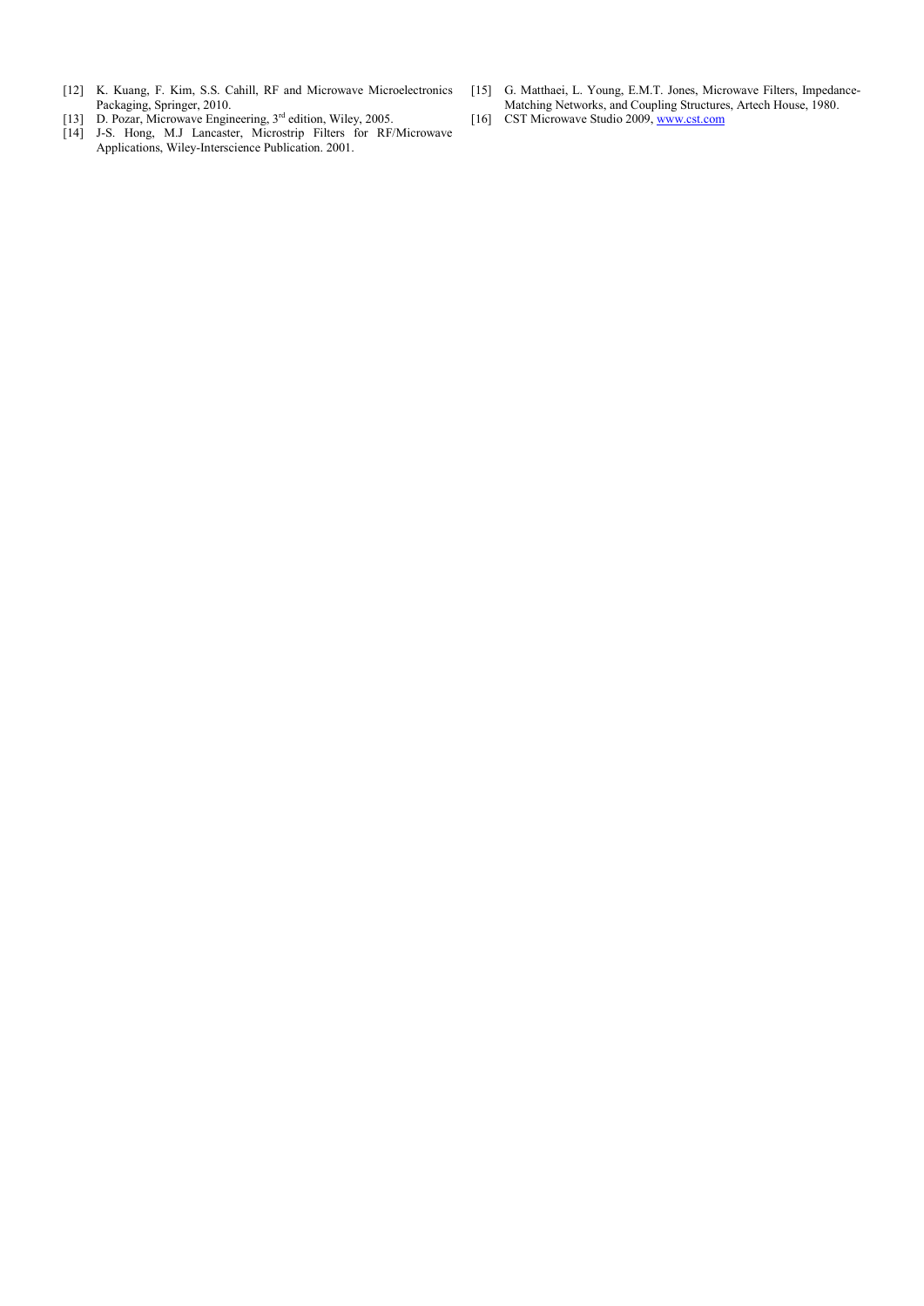[12] K. Kuang, F. Kim, S.S. Cahill, RF and Microwave Microelectronics Packaging, Springer, 2010.

[13] D. Pozar, Microwave Engineering, 3rd edition, Wiley, 2005.

[14] J-S. Hong, M.J Lancaster, Microstrip Filters for RF/Microwave Applications, Wiley-Interscience Publication. 2001.

[15] G. Matthaei, L. Young, E.M.T. Jones, Microwave Filters, Impedance-Matching Networks, and Coupling Structures, Artech House, 1980.

[16] CST Microwave Studio 2009, www.cst.com